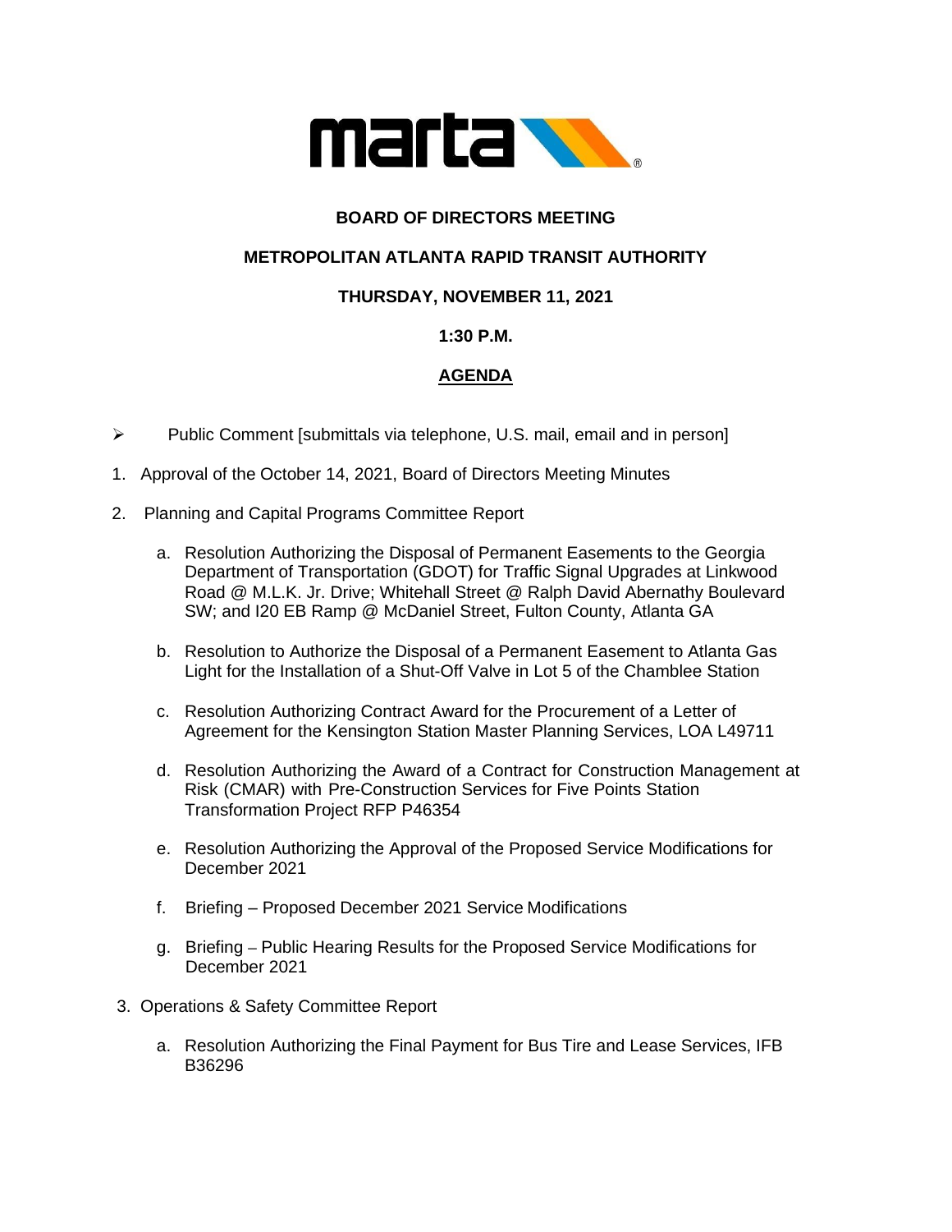**BOARD OF DIRECTORS MEETING**

**METROPOLITAN ATLANTA RAPID TRANSIT AUTHORITY**

**THURSDAY, NOVEMBER 11, 2021**

**1:30 P.M.**

**AGENDA**

- Public Comment [submittals via telephone, U.S. mail, email and in person]

1. Approval of the October 14, 2021, Board of Directors Meeting Minutes

2. Planning and Capital Programs Committee Report

   a. Resolution Authorizing the Disposal of Permanent Easements to the Georgia Department of Transportation (GDOT) for Traffic Signal Upgrades at Linkwood Road @ M.L.K. Jr. Drive; Whitehall Street @ Ralph David Abernathy Boulevard SW; and I20 EB Ramp @ McDaniel Street, Fulton County, Atlanta GA

   b. Resolution to Authorize the Disposal of a Permanent Easement to Atlanta Gas Light for the Installation of a Shut-Off Valve in Lot 5 of the Chamblee Station

   c. Resolution Authorizing Contract Award for the Procurement of a Letter of Agreement for the Kensington Station Master Planning Services, LOA L49711

   d. Resolution Authorizing the Award of a Contract for Construction Management at Risk (CMAR) with Pre-Construction Services for Five Points Station Transformation Project RFP P46354

   e. Resolution Authorizing the Approval of the Proposed Service Modifications for December 2021

   f. Briefing – Proposed December 2021 Service Modifications

   g. Briefing – Public Hearing Results for the Proposed Service Modifications for December 2021

3. Operations & Safety Committee Report

   a. Resolution Authorizing the Final Payment for Bus Tire and Lease Services, IFB B36296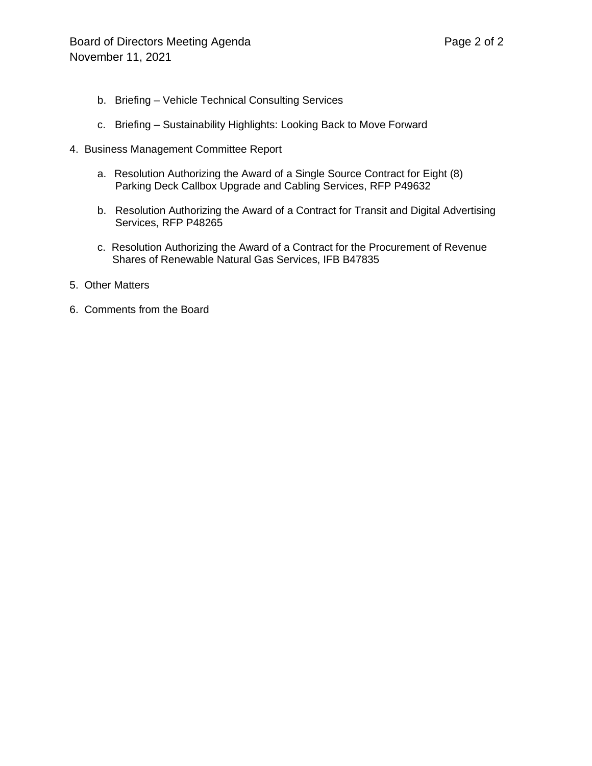b. Briefing – Vehicle Technical Consulting Services

c. Briefing – Sustainability Highlights: Looking Back to Move Forward

4. Business Management Committee Report

   a. Resolution Authorizing the Award of a Single Source Contract for Eight (8) Parking Deck Callbox Upgrade and Cabling Services, RFP P49632

   b. Resolution Authorizing the Award of a Contract for Transit and Digital Advertising Services, RFP P48265

   c. Resolution Authorizing the Award of a Contract for the Procurement of Revenue Shares of Renewable Natural Gas Services, IFB B47835

5. Other Matters

6. Comments from the Board